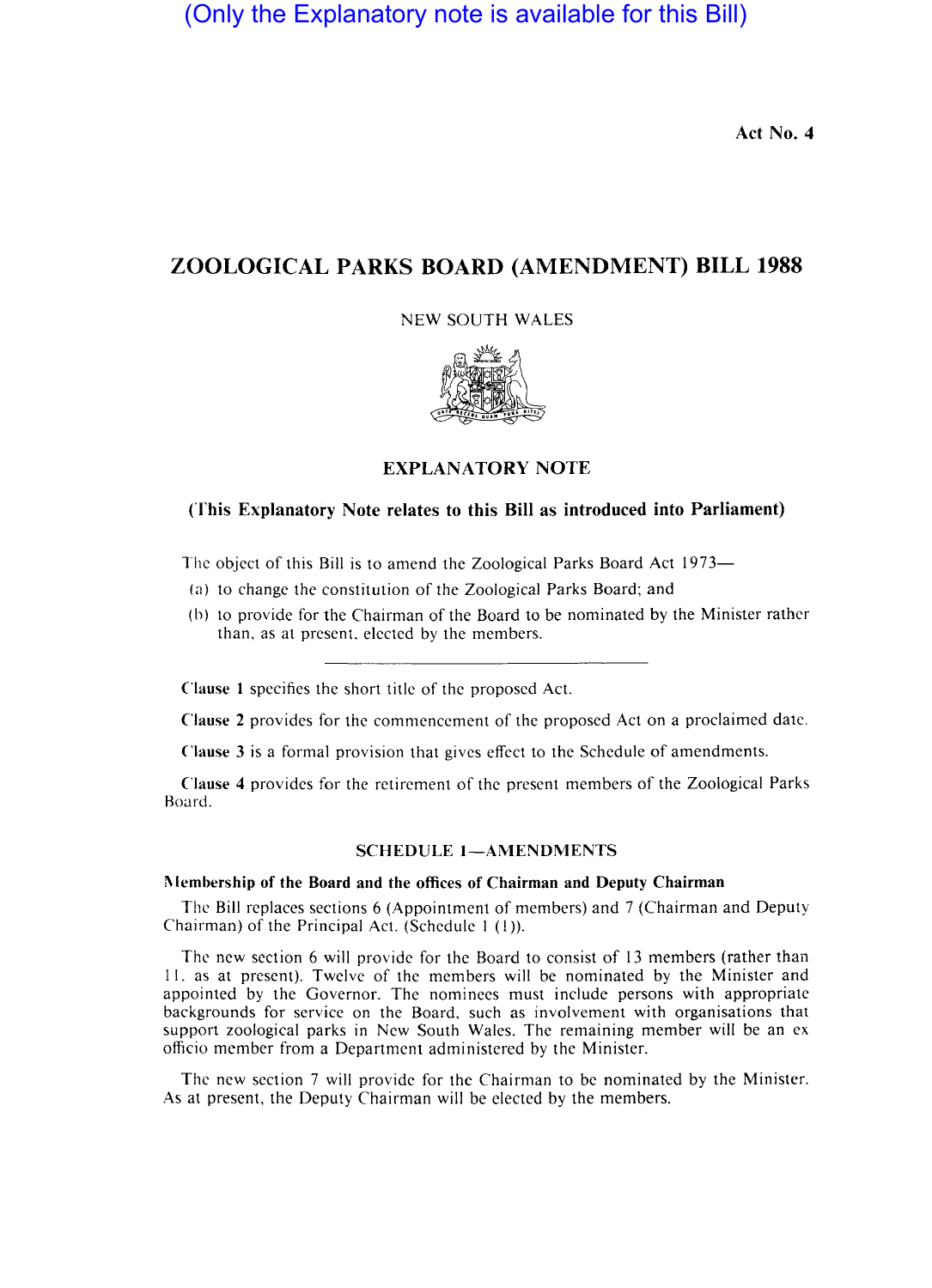(Only the Explanatory note is available for this Bill)

Act No. 4

# ZOOLOGICAL PARKS BOARD (AMENDMENT) BILL 1988

NEW SOUTH WALES

## EXPLANATORY NOTE

**(This Explanatory Note relates to this Bill as introduced into Parliament)**

The object of this Bill is to amend the Zoological Parks Board Act 1973—

(a) to change the constitution of the Zoological Parks Board; and

(b) to provide for the Chairman of the Board to be nominated by the Minister rather than, as at present, elected by the members.

---

**Clause 1** specifies the short title of the proposed Act.

**Clause 2** provides for the commencement of the proposed Act on a proclaimed date.

**Clause 3** is a formal provision that gives effect to the Schedule of amendments.

**Clause 4** provides for the retirement of the present members of the Zoological Parks Board.

### SCHEDULE 1—AMENDMENTS

**Membership of the Board and the offices of Chairman and Deputy Chairman**

The Bill replaces sections 6 (Appointment of members) and 7 (Chairman and Deputy Chairman) of the Principal Act. (Schedule 1 (1)).

The new section 6 will provide for the Board to consist of 13 members (rather than 11, as at present). Twelve of the members will be nominated by the Minister and appointed by the Governor. The nominees must include persons with appropriate backgrounds for service on the Board, such as involvement with organisations that support zoological parks in New South Wales. The remaining member will be an ex officio member from a Department administered by the Minister.

The new section 7 will provide for the Chairman to be nominated by the Minister. As at present, the Deputy Chairman will be elected by the members.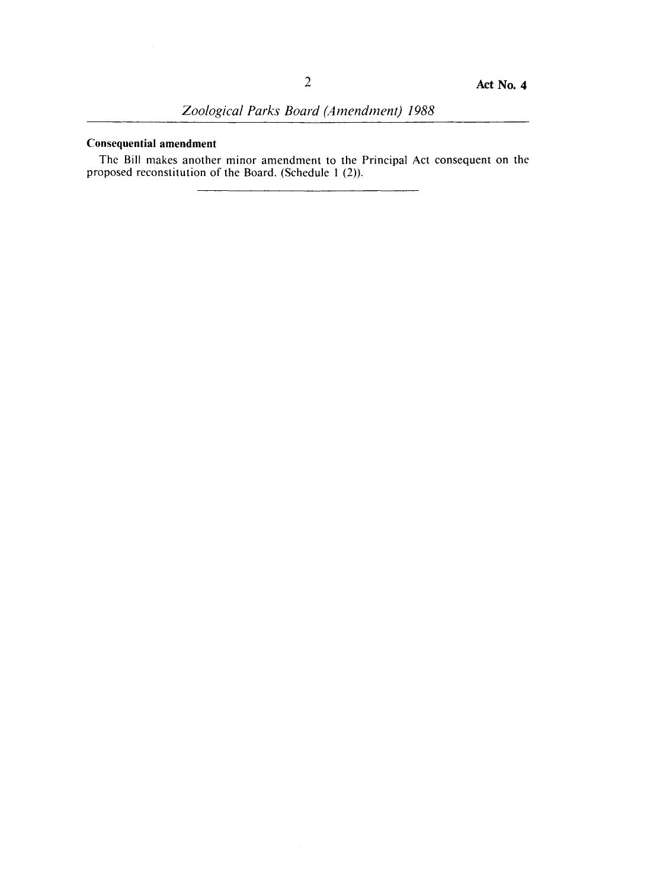**Consequential amendment**

The Bill makes another minor amendment to the Principal Act consequent on the proposed reconstitution of the Board. (Schedule 1 (2)).